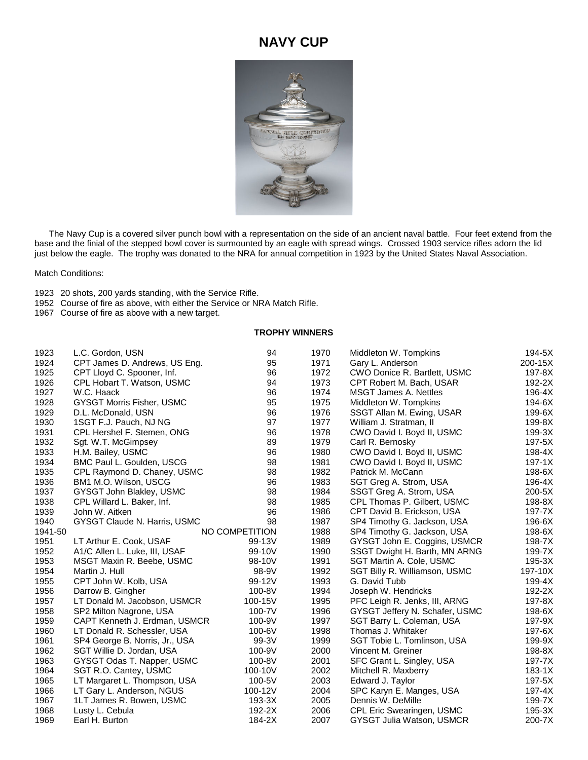# NAVY CUP

The Navy Cup is a covered silver punch bowl with a representation on the side of an ancient naval battle. Four feet extend from the base and the finial of the stepped bowl cover is surmounted by an eagle with spread wings. Crossed 1903 service rifles adorn the lid just below the eagle. The trophy was donated to the NRA for annual competition in 1923 by the United States Naval Association.

Match Conditions:

1923 20 shots, 200 yards standing, with the Service Rifle.
1952 Course of fire as above, with either the Service or NRA Match Rifle.
1967 Course of fire as above with a new target.

**TROPHY WINNERS**

| Year | Winner | Score |
|---|---|---|
| 1923 | L.C. Gordon, USN | 94 |
| 1924 | CPT James D. Andrews, US Eng. | 95 |
| 1925 | CPT Lloyd C. Spooner, Inf. | 96 |
| 1926 | CPL Hobart T. Watson, USMC | 94 |
| 1927 | W.C. Haack | 96 |
| 1928 | GYSGT Morris Fisher, USMC | 95 |
| 1929 | D.L. McDonald, USN | 96 |
| 1930 | 1SGT F.J. Pauch, NJ NG | 97 |
| 1931 | CPL Hershel F. Stemen, ONG | 96 |
| 1932 | Sgt. W.T. McGimpsey | 89 |
| 1933 | H.M. Bailey, USMC | 96 |
| 1934 | BMC Paul L. Goulden, USCG | 98 |
| 1935 | CPL Raymond D. Chaney, USMC | 98 |
| 1936 | BM1 M.O. Wilson, USCG | 96 |
| 1937 | GYSGT John Blakley, USMC | 98 |
| 1938 | CPL Willard L. Baker, Inf. | 98 |
| 1939 | John W. Aitken | 96 |
| 1940 | GYSGT Claude N. Harris, USMC | 98 |
| 1941-50 | NO COMPETITION | |
| 1951 | LT Arthur E. Cook, USAF | 99-13V |
| 1952 | A1/C Allen L. Luke, III, USAF | 99-10V |
| 1953 | MSGT Maxin R. Beebe, USMC | 98-10V |
| 1954 | Martin J. Hull | 98-9V |
| 1955 | CPT John W. Kolb, USA | 99-12V |
| 1956 | Darrow B. Gingher | 100-8V |
| 1957 | LT Donald M. Jacobson, USMCR | 100-15V |
| 1958 | SP2 Milton Nagrone, USA | 100-7V |
| 1959 | CAPT Kenneth J. Erdman, USMCR | 100-9V |
| 1960 | LT Donald R. Schessler, USA | 100-6V |
| 1961 | SP4 George B. Norris, Jr., USA | 99-3V |
| 1962 | SGT Willie D. Jordan, USA | 100-9V |
| 1963 | GYSGT Odas T. Napper, USMC | 100-8V |
| 1964 | SGT R.O. Cantey, USMC | 100-10V |
| 1965 | LT Margaret L. Thompson, USA | 100-5V |
| 1966 | LT Gary L. Anderson, NGUS | 100-12V |
| 1967 | 1LT James R. Bowen, USMC | 193-3X |
| 1968 | Lusty L. Cebula | 192-2X |
| 1969 | Earl H. Burton | 184-2X |
| 1970 | Middleton W. Tompkins | 194-5X |
| 1971 | Gary L. Anderson | 200-15X |
| 1972 | CWO Donice R. Bartlett, USMC | 197-8X |
| 1973 | CPT Robert M. Bach, USAR | 192-2X |
| 1974 | MSGT James A. Nettles | 196-4X |
| 1975 | Middleton W. Tompkins | 194-6X |
| 1976 | SSGT Allan M. Ewing, USAR | 199-6X |
| 1977 | William J. Stratman, II | 199-8X |
| 1978 | CWO David I. Boyd II, USMC | 199-3X |
| 1979 | Carl R. Bernosky | 197-5X |
| 1980 | CWO David I. Boyd II, USMC | 198-4X |
| 1981 | CWO David I. Boyd II, USMC | 197-1X |
| 1982 | Patrick M. McCann | 198-6X |
| 1983 | SGT Greg A. Strom, USA | 196-4X |
| 1984 | SSGT Greg A. Strom, USA | 200-5X |
| 1985 | CPL Thomas P. Gilbert, USMC | 198-8X |
| 1986 | CPT David B. Erickson, USA | 197-7X |
| 1987 | SP4 Timothy G. Jackson, USA | 196-6X |
| 1988 | SP4 Timothy G. Jackson, USA | 198-6X |
| 1989 | GYSGT John E. Coggins, USMCR | 198-7X |
| 1990 | SSGT Dwight H. Barth, MN ARNG | 199-7X |
| 1991 | SGT Martin A. Cole, USMC | 195-3X |
| 1992 | SGT Billy R. Williamson, USMC | 197-10X |
| 1993 | G. David Tubb | 199-4X |
| 1994 | Joseph W. Hendricks | 192-2X |
| 1995 | PFC Leigh R. Jenks, III, ARNG | 197-8X |
| 1996 | GYSGT Jeffery N. Schafer, USMC | 198-6X |
| 1997 | SGT Barry L. Coleman, USA | 197-9X |
| 1998 | Thomas J. Whitaker | 197-6X |
| 1999 | SGT Tobie L. Tomlinson, USA | 199-9X |
| 2000 | Vincent M. Greiner | 198-8X |
| 2001 | SFC Grant L. Singley, USA | 197-7X |
| 2002 | Mitchell R. Maxberry | 183-1X |
| 2003 | Edward J. Taylor | 197-5X |
| 2004 | SPC Karyn E. Manges, USA | 197-4X |
| 2005 | Dennis W. DeMille | 199-7X |
| 2006 | CPL Eric Swearingen, USMC | 195-3X |
| 2007 | GYSGT Julia Watson, USMCR | 200-7X |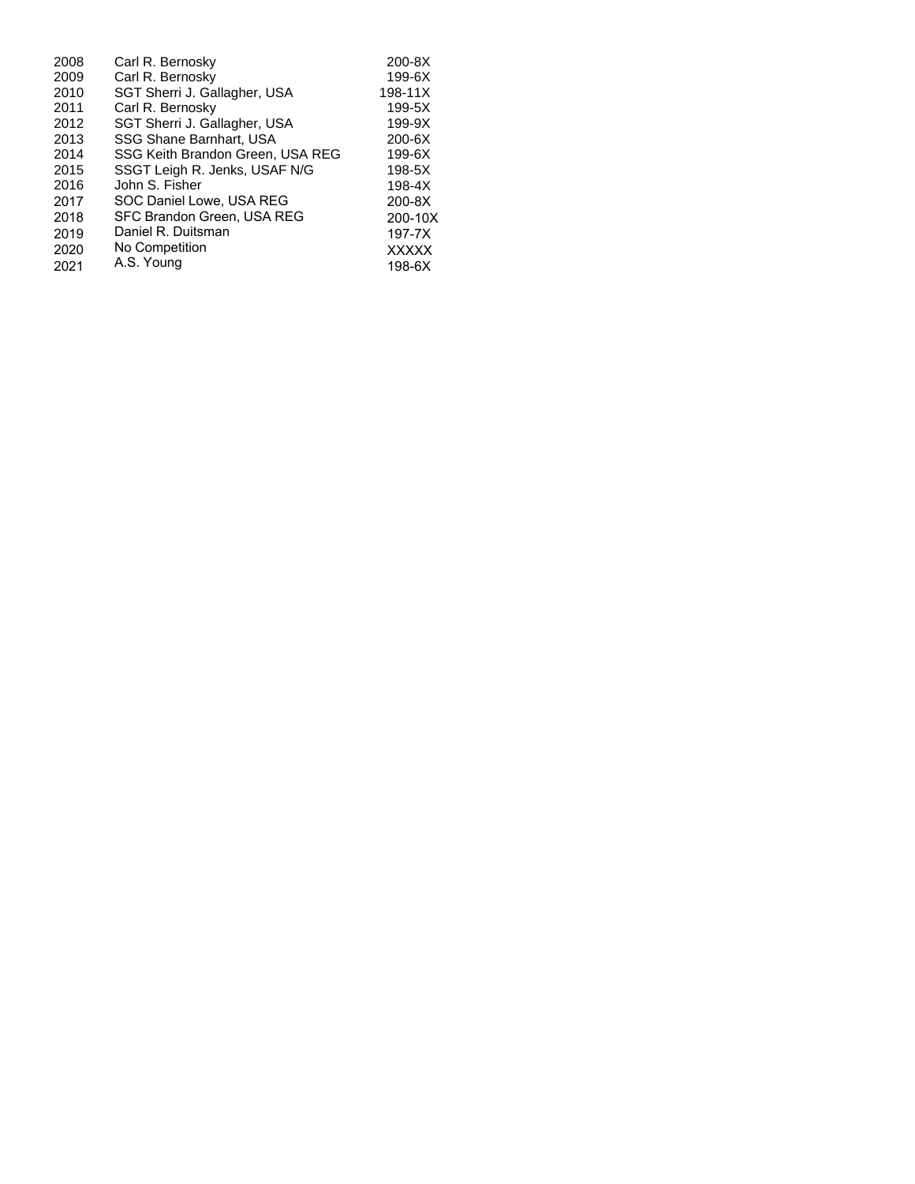| | | |
|---|---|---|
| 2008 | Carl R. Bernosky | 200-8X |
| 2009 | Carl R. Bernosky | 199-6X |
| 2010 | SGT Sherri J. Gallagher, USA | 198-11X |
| 2011 | Carl R. Bernosky | 199-5X |
| 2012 | SGT Sherri J. Gallagher, USA | 199-9X |
| 2013 | SSG Shane Barnhart, USA | 200-6X |
| 2014 | SSG Keith Brandon Green, USA REG | 199-6X |
| 2015 | SSGT Leigh R. Jenks, USAF N/G | 198-5X |
| 2016 | John S. Fisher | 198-4X |
| 2017 | SOC Daniel Lowe, USA REG | 200-8X |
| 2018 | SFC Brandon Green, USA REG | 200-10X |
| 2019 | Daniel R. Duitsman | 197-7X |
| 2020 | No Competition | XXXXX |
| 2021 | A.S. Young | 198-6X |